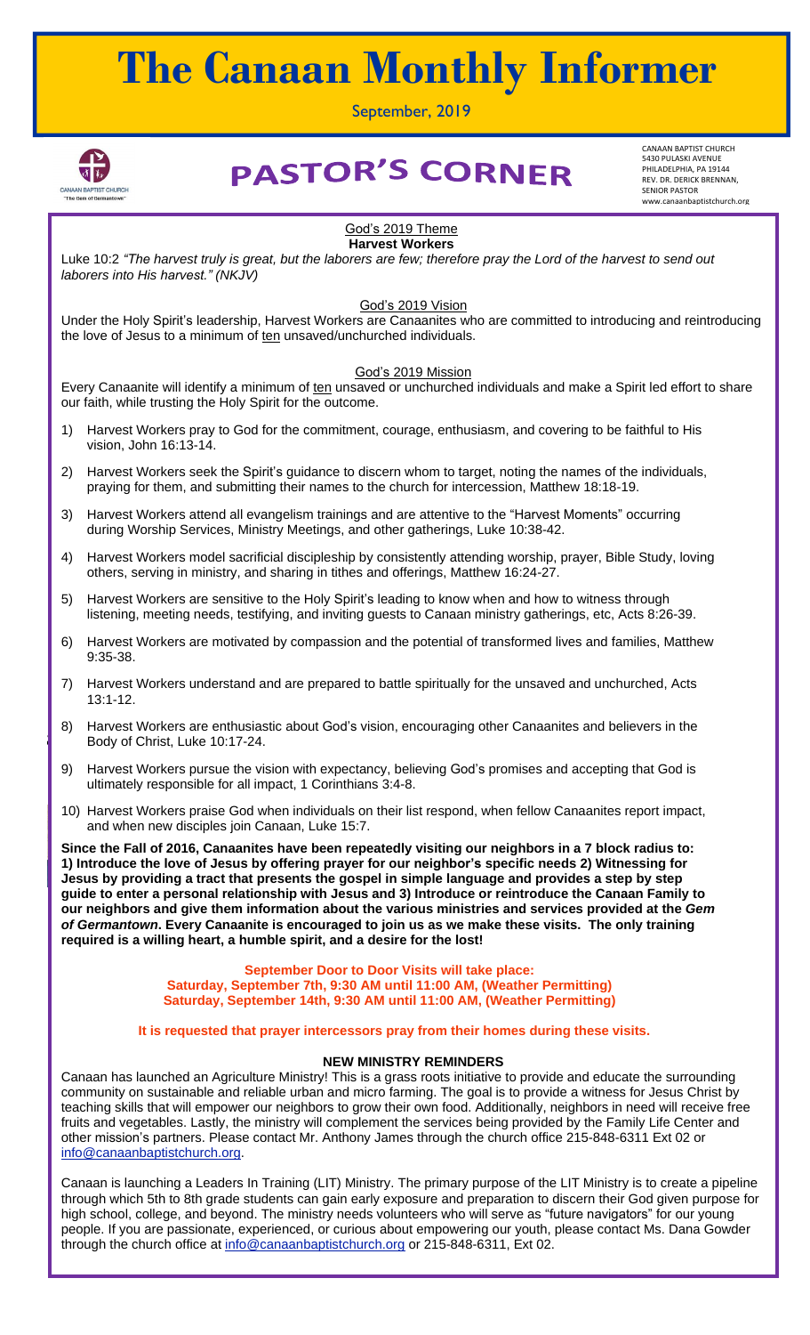# The Canaan Monthly Informer

September, 2019

# PASTOR'S CORNER

CANAAN BAPTIST CHURCH
5430 PULASKI AVENUE
PHILADELPHIA, PA 19144
REV. DR. DERICK BRENNAN,
SENIOR PASTOR
www.canaanbaptistchurch.org

God's 2019 Theme
**Harvest Workers**

Luke 10:2 *"The harvest truly is great, but the laborers are few; therefore pray the Lord of the harvest to send out laborers into His harvest." (NKJV)*

God's 2019 Vision

Under the Holy Spirit's leadership, Harvest Workers are Canaanites who are committed to introducing and reintroducing the love of Jesus to a minimum of ten unsaved/unchurched individuals.

God's 2019 Mission

Every Canaanite will identify a minimum of ten unsaved or unchurched individuals and make a Spirit led effort to share our faith, while trusting the Holy Spirit for the outcome.

1) Harvest Workers pray to God for the commitment, courage, enthusiasm, and covering to be faithful to His vision, John 16:13-14.
2) Harvest Workers seek the Spirit's guidance to discern whom to target, noting the names of the individuals, praying for them, and submitting their names to the church for intercession, Matthew 18:18-19.
3) Harvest Workers attend all evangelism trainings and are attentive to the "Harvest Moments" occurring during Worship Services, Ministry Meetings, and other gatherings, Luke 10:38-42.
4) Harvest Workers model sacrificial discipleship by consistently attending worship, prayer, Bible Study, loving others, serving in ministry, and sharing in tithes and offerings, Matthew 16:24-27.
5) Harvest Workers are sensitive to the Holy Spirit's leading to know when and how to witness through listening, meeting needs, testifying, and inviting guests to Canaan ministry gatherings, etc, Acts 8:26-39.
6) Harvest Workers are motivated by compassion and the potential of transformed lives and families, Matthew 9:35-38.
7) Harvest Workers understand and are prepared to battle spiritually for the unsaved and unchurched, Acts 13:1-12.
8) Harvest Workers are enthusiastic about God's vision, encouraging other Canaanites and believers in the Body of Christ, Luke 10:17-24.
9) Harvest Workers pursue the vision with expectancy, believing God's promises and accepting that God is ultimately responsible for all impact, 1 Corinthians 3:4-8.
10) Harvest Workers praise God when individuals on their list respond, when fellow Canaanites report impact, and when new disciples join Canaan, Luke 15:7.

**Since the Fall of 2016, Canaanites have been repeatedly visiting our neighbors in a 7 block radius to: 1) Introduce the love of Jesus by offering prayer for our neighbor's specific needs 2) Witnessing for Jesus by providing a tract that presents the gospel in simple language and provides a step by step guide to enter a personal relationship with Jesus and 3) Introduce or reintroduce the Canaan Family to our neighbors and give them information about the various ministries and services provided at the *Gem of Germantown*. Every Canaanite is encouraged to join us as we make these visits. The only training required is a willing heart, a humble spirit, and a desire for the lost!**

**September Door to Door Visits will take place:**
**Saturday, September 7th, 9:30 AM until 11:00 AM, (Weather Permitting)**
**Saturday, September 14th, 9:30 AM until 11:00 AM, (Weather Permitting)**

**It is requested that prayer intercessors pray from their homes during these visits.**

### NEW MINISTRY REMINDERS

Canaan has launched an Agriculture Ministry! This is a grass roots initiative to provide and educate the surrounding community on sustainable and reliable urban and micro farming. The goal is to provide a witness for Jesus Christ by teaching skills that will empower our neighbors to grow their own food. Additionally, neighbors in need will receive free fruits and vegetables. Lastly, the ministry will complement the services being provided by the Family Life Center and other mission's partners. Please contact Mr. Anthony James through the church office 215-848-6311 Ext 02 or info@canaanbaptistchurch.org.

Canaan is launching a Leaders In Training (LIT) Ministry. The primary purpose of the LIT Ministry is to create a pipeline through which 5th to 8th grade students can gain early exposure and preparation to discern their God given purpose for high school, college, and beyond. The ministry needs volunteers who will serve as "future navigators" for our young people. If you are passionate, experienced, or curious about empowering our youth, please contact Ms. Dana Gowder through the church office at info@canaanbaptistchurch.org or 215-848-6311, Ext 02.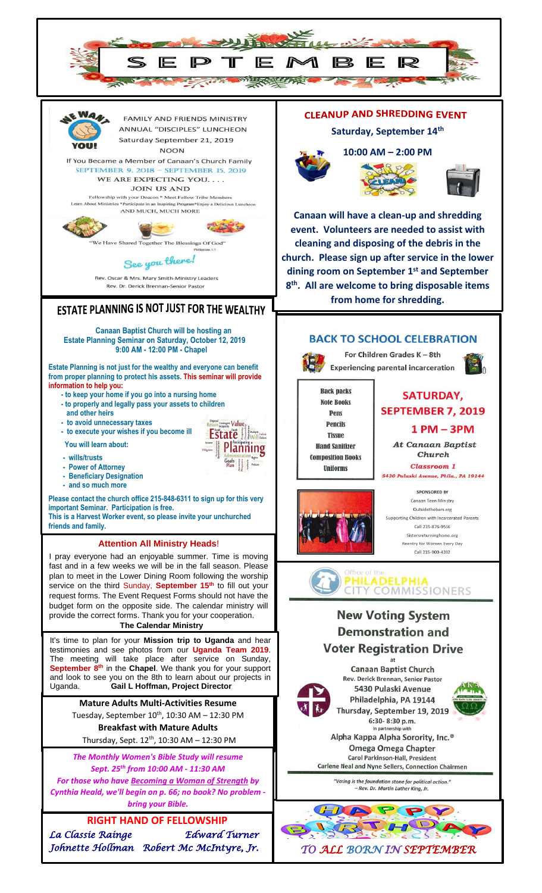# SEPTEMBER

WE WANT YOU!

FAMILY AND FRIENDS MINISTRY
ANNUAL "DISCIPLES" LUNCHEON
Saturday September 21, 2019
NOON

If You Became a Member of Canaan's Church Family
SEPTEMBER 9, 2018 – SEPTEMBER 15, 2019
WE ARE EXPECTING YOU. . . .
JOIN US AND

Fellowship with your Deacon * Meet Fellow Tribe Members
Learn About Ministries * Participate in an Inspiring Program*Enjoy a Delicious Luncheon
AND MUCH, MUCH MORE

"We Have Shared Together The Blessings Of God"
Philippians 1:7

See you there!

Rev. Oscar & Mrs. Mary Smith-Ministry Leaders
Rev. Dr. Derick Brennan-Senior Pastor

## ESTATE PLANNING IS NOT JUST FOR THE WEALTHY

**Canaan Baptist Church will be hosting an Estate Planning Seminar on Saturday, October 12, 2019 9:00 AM - 12:00 PM - Chapel**

**Estate Planning is not just for the wealthy and everyone can benefit from proper planning to protect his assets. This seminar will provide information to help you:**

- **to keep your home if you go into a nursing home**
- **to properly and legally pass your assets to children and other heirs**
- **to avoid unnecessary taxes**
- **to execute your wishes if you become ill**

**You will learn about:**

- **wills/trusts**
- **Power of Attorney**
- **Beneficiary Designation**
- **and so much more**

**Please contact the church office 215-848-6311 to sign up for this very important Seminar. Participation is free.**
**This is a Harvest Worker event, so please invite your unchurched friends and family.**

### Attention All Ministry Heads!

I pray everyone had an enjoyable summer. Time is moving fast and in a few weeks we will be in the fall season. Please plan to meet in the Lower Dining Room following the worship service on the third Sunday, **September 15th** to fill out your request forms. The Event Request Forms should not have the budget form on the opposite side. The calendar ministry will provide the correct forms. Thank you for your cooperation.

**The Calendar Ministry**

It's time to plan for your **Mission trip to Uganda** and hear testimonies and see photos from our **Uganda Team 2019**. The meeting will take place after service on Sunday, **September 8th** in the **Chapel**. We thank you for your support and look to see you on the 8th to learn about our projects in Uganda. **Gail L Hoffman, Project Director**

**Mature Adults Multi-Activities Resume**
Tuesday, September 10th, 10:30 AM – 12:30 PM

**Breakfast with Mature Adults**
Thursday, Sept. 12th, 10:30 AM – 12:30 PM

***The Monthly Women's Bible Study will resume Sept. 25th from 10:00 AM - 11:30 AM***
***For those who have Becoming a Woman of Strength by Cynthia Heald, we'll begin on p. 66; no book? No problem - bring your Bible.***

### RIGHT HAND OF FELLOWSHIP

*La Classie Rainge* *Edward Turner*
*Johnette Hollman* *Robert Mc McIntyre, Jr.*

## CLEANUP AND SHREDDING EVENT

**Saturday, September 14th**

**10:00 AM – 2:00 PM**

**Canaan will have a clean-up and shredding event. Volunteers are needed to assist with cleaning and disposing of the debris in the church. Please sign up after service in the lower dining room on September 1st and September 8th. All are welcome to bring disposable items from home for shredding.**

## BACK TO SCHOOL CELEBRATION

For Children Grades K – 8th
Experiencing parental incarceration

- Back packs
- Note Books
- Pens
- Pencils
- Tissue
- Hand Sanitizer
- Composition Books
- Uniforms

**SATURDAY, SEPTEMBER 7, 2019**
**1 PM – 3PM**

*At Canaan Baptist Church*
*Classroom 1*
*5430 Pulaski Avenue, Phila., PA 19144*

SPONSORED BY
Canaan Teen Ministry
Outsidethebars.org
Supporting Children with Incarcerated Parents
Call 215-876-9556
Sistersreturninghome.org
Reentry for Women Every Day
Call 215-900-4202

Office of the PHILADELPHIA CITY COMMISSIONERS

## New Voting System Demonstration and Voter Registration Drive

at
Canaan Baptist Church
Rev. Derick Brennan, Senior Pastor
5430 Pulaski Avenue
Philadelphia, PA 19144
Thursday, September 19, 2019
6:30- 8:30 p.m.
in partnership with
Alpha Kappa Alpha Sorority, Inc.®
Omega Omega Chapter
Carol Parkinson-Hall, President
Carlene Neal and Nyne Sellers, Connection Chairmen

*"Voting is the foundation stone for political action."*
*– Rev. Dr. Martin Luther King, Jr.*

HAPPY BIRTHDAY

*TO ALL BORN IN SEPTEMBER*